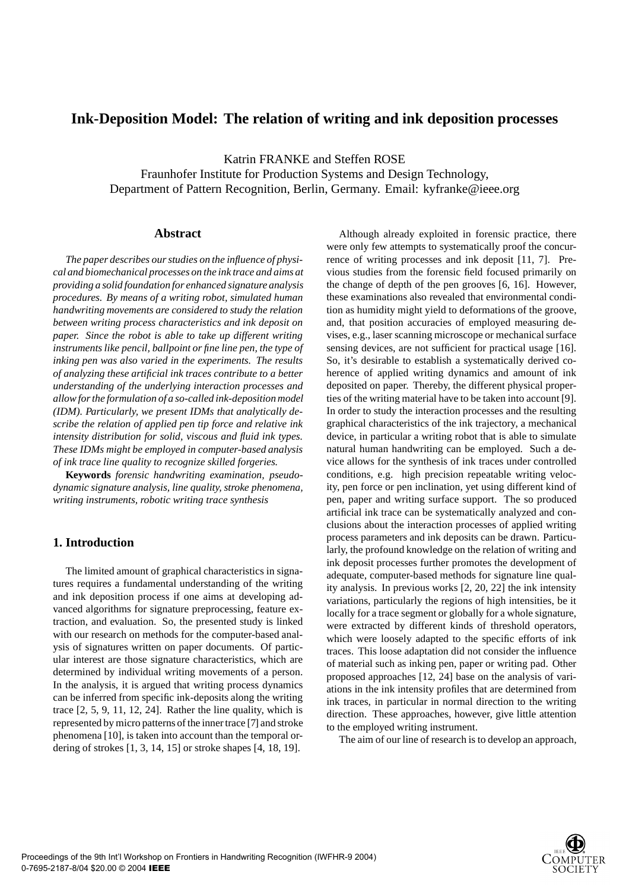# Ink-Deposition Model: The relation of writing and ink deposition processes

Katrin FRANKE and Steffen ROSE
Fraunhofer Institute for Production Systems and Design Technology,
Department of Pattern Recognition, Berlin, Germany. Email: kyfranke@ieee.org

## Abstract

*The paper describes our studies on the influence of physical and biomechanical processes on the ink trace and aims at providing a solid foundation for enhanced signature analysis procedures. By means of a writing robot, simulated human handwriting movements are considered to study the relation between writing process characteristics and ink deposit on paper. Since the robot is able to take up different writing instruments like pencil, ballpoint or fine line pen, the type of inking pen was also varied in the experiments. The results of analyzing these artificial ink traces contribute to a better understanding of the underlying interaction processes and allow for the formulation of a so-called ink-deposition model (IDM). Particularly, we present IDMs that analytically describe the relation of applied pen tip force and relative ink intensity distribution for solid, viscous and fluid ink types. These IDMs might be employed in computer-based analysis of ink trace line quality to recognize skilled forgeries.*

**Keywords** *forensic handwriting examination, pseudo-dynamic signature analysis, line quality, stroke phenomena, writing instruments, robotic writing trace synthesis*

## 1. Introduction

The limited amount of graphical characteristics in signatures requires a fundamental understanding of the writing and ink deposition process if one aims at developing advanced algorithms for signature preprocessing, feature extraction, and evaluation. So, the presented study is linked with our research on methods for the computer-based analysis of signatures written on paper documents. Of particular interest are those signature characteristics, which are determined by individual writing movements of a person. In the analysis, it is argued that writing process dynamics can be inferred from specific ink-deposits along the writing trace [2, 5, 9, 11, 12, 24]. Rather the line quality, which is represented by micro patterns of the inner trace [7] and stroke phenomena [10], is taken into account than the temporal ordering of strokes [1, 3, 14, 15] or stroke shapes [4, 18, 19].

Although already exploited in forensic practice, there were only few attempts to systematically proof the concurrence of writing processes and ink deposit [11, 7]. Previous studies from the forensic field focused primarily on the change of depth of the pen grooves [6, 16]. However, these examinations also revealed that environmental condition as humidity might yield to deformations of the groove, and, that position accuracies of employed measuring devises, e.g., laser scanning microscope or mechanical surface sensing devices, are not sufficient for practical usage [16]. So, it's desirable to establish a systematically derived coherence of applied writing dynamics and amount of ink deposited on paper. Thereby, the different physical properties of the writing material have to be taken into account [9]. In order to study the interaction processes and the resulting graphical characteristics of the ink trajectory, a mechanical device, in particular a writing robot that is able to simulate natural human handwriting can be employed. Such a device allows for the synthesis of ink traces under controlled conditions, e.g. high precision repeatable writing velocity, pen force or pen inclination, yet using different kind of pen, paper and writing surface support. The so produced artificial ink trace can be systematically analyzed and conclusions about the interaction processes of applied writing process parameters and ink deposits can be drawn. Particularly, the profound knowledge on the relation of writing and ink deposit processes further promotes the development of adequate, computer-based methods for signature line quality analysis. In previous works [2, 20, 22] the ink intensity variations, particularly the regions of high intensities, be it locally for a trace segment or globally for a whole signature, were extracted by different kinds of threshold operators, which were loosely adapted to the specific efforts of ink traces. This loose adaptation did not consider the influence of material such as inking pen, paper or writing pad. Other proposed approaches [12, 24] base on the analysis of variations in the ink intensity profiles that are determined from ink traces, in particular in normal direction to the writing direction. These approaches, however, give little attention to the employed writing instrument.

The aim of our line of research is to develop an approach,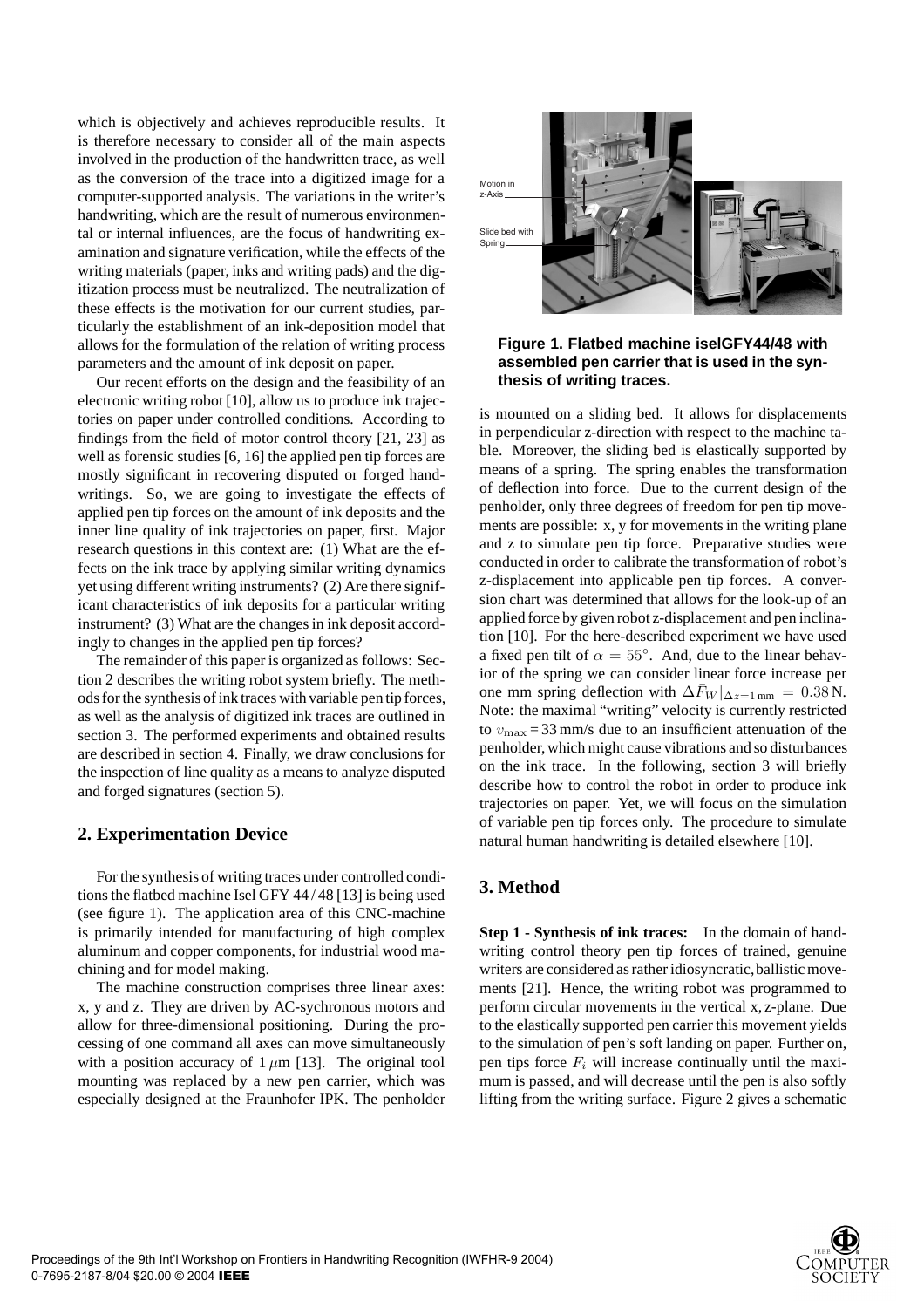which is objectively and achieves reproducible results. It is therefore necessary to consider all of the main aspects involved in the production of the handwritten trace, as well as the conversion of the trace into a digitized image for a computer-supported analysis. The variations in the writer's handwriting, which are the result of numerous environmental or internal influences, are the focus of handwriting examination and signature verification, while the effects of the writing materials (paper, inks and writing pads) and the digitization process must be neutralized. The neutralization of these effects is the motivation for our current studies, particularly the establishment of an ink-deposition model that allows for the formulation of the relation of writing process parameters and the amount of ink deposit on paper.

Our recent efforts on the design and the feasibility of an electronic writing robot [10], allow us to produce ink trajectories on paper under controlled conditions. According to findings from the field of motor control theory [21, 23] as well as forensic studies [6, 16] the applied pen tip forces are mostly significant in recovering disputed or forged handwritings. So, we are going to investigate the effects of applied pen tip forces on the amount of ink deposits and the inner line quality of ink trajectories on paper, first. Major research questions in this context are: (1) What are the effects on the ink trace by applying similar writing dynamics yet using different writing instruments? (2) Are there significant characteristics of ink deposits for a particular writing instrument? (3) What are the changes in ink deposit accordingly to changes in the applied pen tip forces?

The remainder of this paper is organized as follows: Section 2 describes the writing robot system briefly. The methods for the synthesis of ink traces with variable pen tip forces, as well as the analysis of digitized ink traces are outlined in section 3. The performed experiments and obtained results are described in section 4. Finally, we draw conclusions for the inspection of line quality as a means to analyze disputed and forged signatures (section 5).

## 2. Experimentation Device

For the synthesis of writing traces under controlled conditions the flatbed machine Isel GFY 44 / 48 [13] is being used (see figure 1). The application area of this CNC-machine is primarily intended for manufacturing of high complex aluminum and copper components, for industrial wood machining and for model making.

The machine construction comprises three linear axes: x, y and z. They are driven by AC-sychronous motors and allow for three-dimensional positioning. During the processing of one command all axes can move simultaneously with a position accuracy of $1\,\mu$m [13]. The original tool mounting was replaced by a new pen carrier, which was especially designed at the Fraunhofer IPK. The penholder is mounted on a sliding bed. It allows for displacements in perpendicular z-direction with respect to the machine table. Moreover, the sliding bed is elastically supported by means of a spring. The spring enables the transformation of deflection into force. Due to the current design of the penholder, only three degrees of freedom for pen tip movements are possible: x, y for movements in the writing plane and z to simulate pen tip force. Preparative studies were conducted in order to calibrate the transformation of robot's z-displacement into applicable pen tip forces. A conversion chart was determined that allows for the look-up of an applied force by given robot z-displacement and pen inclination [10]. For the here-described experiment we have used a fixed pen tilt of $\alpha = 55°$. And, due to the linear behavior of the spring we can consider linear force increase per one mm spring deflection with $\Delta \bar{F}_W|_{\Delta z = 1\,\text{mm}} = 0.38\,\text{N}$. Note: the maximal "writing" velocity is currently restricted to $v_{\max} = 33$ mm/s due to an insufficient attenuation of the penholder, which might cause vibrations and so disturbances on the ink trace. In the following, section 3 will briefly describe how to control the robot in order to produce ink trajectories on paper. Yet, we will focus on the simulation of variable pen tip forces only. The procedure to simulate natural human handwriting is detailed elsewhere [10].

**Figure 1. Flatbed machine iselGFY44/48 with assembled pen carrier that is used in the synthesis of writing traces.**

## 3. Method

**Step 1 - Synthesis of ink traces:** In the domain of handwriting control theory pen tip forces of trained, genuine writers are considered as rather idiosyncratic, ballistic movements [21]. Hence, the writing robot was programmed to perform circular movements in the vertical x, z-plane. Due to the elastically supported pen carrier this movement yields to the simulation of pen's soft landing on paper. Further on, pen tips force $F_i$ will increase continually until the maximum is passed, and will decrease until the pen is also softly lifting from the writing surface. Figure 2 gives a schematic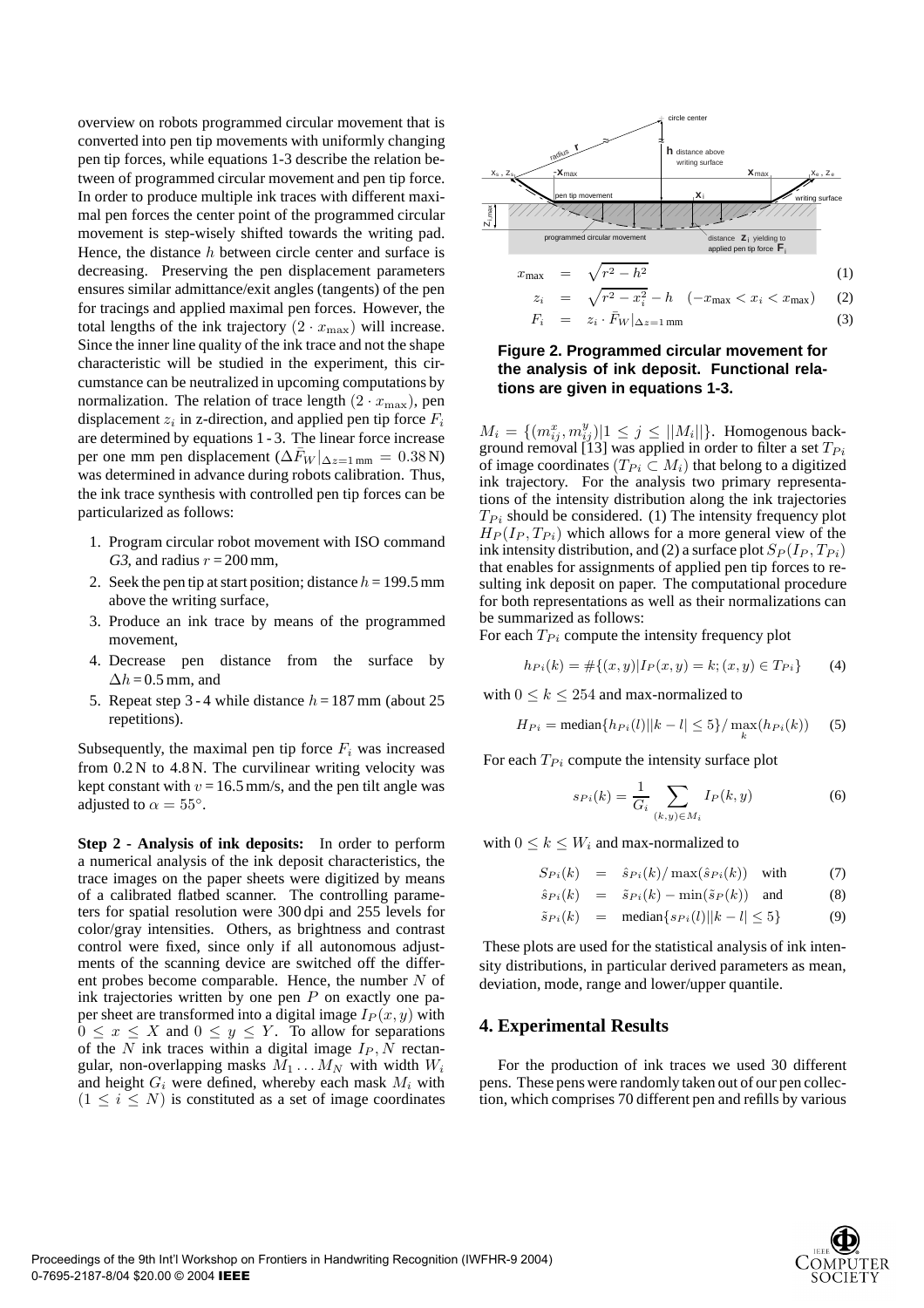overview on robots programmed circular movement that is converted into pen tip movements with uniformly changing pen tip forces, while equations 1-3 describe the relation between of programmed circular movement and pen tip force. In order to produce multiple ink traces with different maximal pen forces the center point of the programmed circular movement is step-wisely shifted towards the writing pad. Hence, the distance $h$ between circle center and surface is decreasing. Preserving the pen displacement parameters ensures similar admittance/exit angles (tangents) of the pen for tracings and applied maximal pen forces. However, the total lengths of the ink trajectory $(2 \cdot x_{\max})$ will increase. Since the inner line quality of the ink trace and not the shape characteristic will be studied in the experiment, this circumstance can be neutralized in upcoming computations by normalization. The relation of trace length $(2 \cdot x_{\max})$, pen displacement $z_i$ in z-direction, and applied pen tip force $F_i$ are determined by equations 1 - 3. The linear force increase per one mm pen displacement $(\bar{F}_W|_{\Delta z=1\,\mathrm{mm}} = 0.38\,\mathrm{N})$ was determined in advance during robots calibration. Thus, the ink trace synthesis with controlled pen tip forces can be particularized as follows:

1. Program circular robot movement with ISO command *G3*, and radius $r = 200$ mm,
2. Seek the pen tip at start position; distance $h = 199.5$ mm above the writing surface,
3. Produce an ink trace by means of the programmed movement,
4. Decrease pen distance from the surface by $\Delta h = 0.5$ mm, and
5. Repeat step 3 - 4 while distance $h = 187$ mm (about 25 repetitions).

Subsequently, the maximal pen tip force $F_i$ was increased from 0.2 N to 4.8 N. The curvilinear writing velocity was kept constant with $v = 16.5$ mm/s, and the pen tilt angle was adjusted to $\alpha = 55°$.

**Step 2 - Analysis of ink deposits:** In order to perform a numerical analysis of the ink deposit characteristics, the trace images on the paper sheets were digitized by means of a calibrated flatbed scanner. The controlling parameters for spatial resolution were 300 dpi and 255 levels for color/gray intensities. Others, as brightness and contrast control were fixed, since only if all autonomous adjustments of the scanning device are switched off the different probes become comparable. Hence, the number $N$ of ink trajectories written by one pen $P$ on exactly one paper sheet are transformed into a digital image $I_P(x, y)$ with $0 \leq x \leq X$ and $0 \leq y \leq Y$. To allow for separations of the $N$ ink traces within a digital image $I_P$, $N$ rectangular, non-overlapping masks $M_1 \ldots M_N$ with width $W_i$ and height $G_i$ were defined, whereby each mask $M_i$ with $(1 \leq i \leq N)$ is constituted as a set of image coordinates

circle center, radius r, h distance above writing surface, $x_s, z_s$, $x_{max}$, $x_{max}$, $x_e, z_e$, pen tip movement, $x_i$, writing surface, $z_{max}$, programmed circular movement, distance $z_i$ yielding to applied pen tip force $F_i$

$$x_{\max} = \sqrt{r^2 - h^2} \quad (1)$$

$$z_i = \sqrt{r^2 - x_i^2} - h \quad (-x_{\max} < x_i < x_{\max}) \quad (2)$$

$$F_i = z_i \cdot \bar{F}_W|_{\Delta z=1\,\mathrm{mm}} \quad (3)$$

**Figure 2. Programmed circular movement for the analysis of ink deposit. Functional relations are given in equations 1-3.**

$M_i = \{(m_{ij}^x, m_{ij}^y) | 1 \leq j \leq ||M_i||\}$. Homogenous background removal [13] was applied in order to filter a set $T_{Pi}$ of image coordinates $(T_{Pi} \subset M_i)$ that belong to a digitized ink trajectory. For the analysis two primary representations of the intensity distribution along the ink trajectories $T_{Pi}$ should be considered. (1) The intensity frequency plot $H_P(I_P, T_{Pi})$ which allows for a more general view of the ink intensity distribution, and (2) a surface plot $S_P(I_P, T_{Pi})$ that enables for assignments of applied pen tip forces to resulting ink deposit on paper. The computational procedure for both representations as well as their normalizations can be summarized as follows:
For each $T_{Pi}$ compute the intensity frequency plot

$$h_{Pi}(k) = \#\{(x, y) | I_P(x, y) = k; (x, y) \in T_{Pi}\} \quad (4)$$

with $0 \leq k \leq 254$ and max-normalized to

$$H_{Pi} = \mathrm{median}\{h_{Pi}(l) | |k - l| \leq 5\} / \max_k(h_{Pi}(k)) \quad (5)$$

For each $T_{Pi}$ compute the intensity surface plot

$$s_{Pi}(k) = \frac{1}{G_i} \sum_{(k,y) \in M_i} I_P(k, y) \quad (6)$$

with $0 \leq k \leq W_i$ and max-normalized to

$$S_{Pi}(k) = \hat{s}_{Pi}(k) / \max(\hat{s}_{Pi}(k)) \quad \text{with} \quad (7)$$

$$\hat{s}_{Pi}(k) = \tilde{s}_{Pi}(k) - \min(\tilde{s}_P(k)) \quad \text{and} \quad (8)$$

$$\tilde{s}_{Pi}(k) = \mathrm{median}\{s_{Pi}(l) | |k - l| \leq 5\} \quad (9)$$

These plots are used for the statistical analysis of ink intensity distributions, in particular derived parameters as mean, deviation, mode, range and lower/upper quantile.

## 4. Experimental Results

For the production of ink traces we used 30 different pens. These pens were randomly taken out of our pen collection, which comprises 70 different pen and refills by various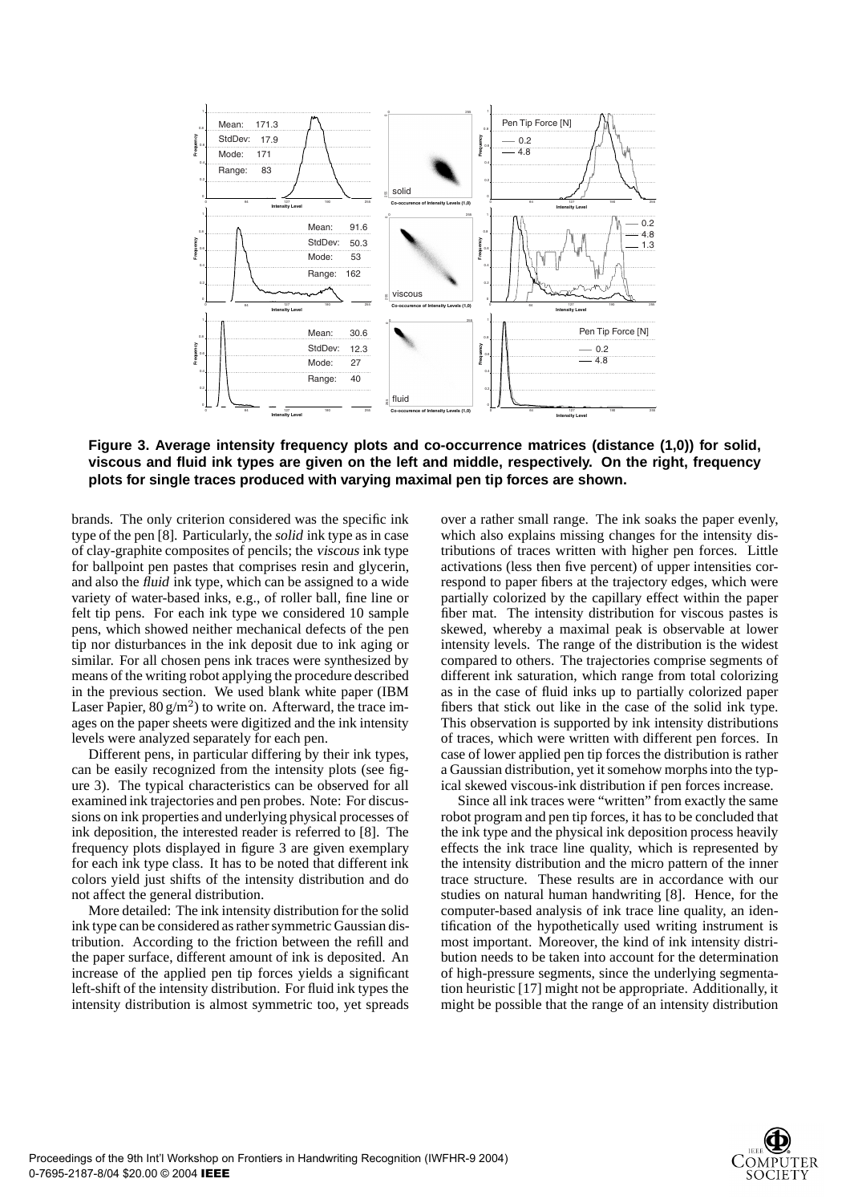**Figure 3. Average intensity frequency plots and co-occurrence matrices (distance (1,0)) for solid, viscous and fluid ink types are given on the left and middle, respectively. On the right, frequency plots for single traces produced with varying maximal pen tip forces are shown.**

brands. The only criterion considered was the specific ink type of the pen [8]. Particularly, the *solid* ink type as in case of clay-graphite composites of pencils; the *viscous* ink type for ballpoint pen pastes that comprises resin and glycerin, and also the *fluid* ink type, which can be assigned to a wide variety of water-based inks, e.g., of roller ball, fine line or felt tip pens. For each ink type we considered 10 sample pens, which showed neither mechanical defects of the pen tip nor disturbances in the ink deposit due to ink aging or similar. For all chosen pens ink traces were synthesized by means of the writing robot applying the procedure described in the previous section. We used blank white paper (IBM Laser Papier, $80\,g/m^2$) to write on. Afterward, the trace images on the paper sheets were digitized and the ink intensity levels were analyzed separately for each pen.

Different pens, in particular differing by their ink types, can be easily recognized from the intensity plots (see figure 3). The typical characteristics can be observed for all examined ink trajectories and pen probes. Note: For discussions on ink properties and underlying physical processes of ink deposition, the interested reader is referred to [8]. The frequency plots displayed in figure 3 are given exemplary for each ink type class. It has to be noted that different ink colors yield just shifts of the intensity distribution and do not affect the general distribution.

More detailed: The ink intensity distribution for the solid ink type can be considered as rather symmetric Gaussian distribution. According to the friction between the refill and the paper surface, different amount of ink is deposited. An increase of the applied pen tip forces yields a significant left-shift of the intensity distribution. For fluid ink types the intensity distribution is almost symmetric too, yet spreads over a rather small range. The ink soaks the paper evenly, which also explains missing changes for the intensity distributions of traces written with higher pen forces. Little activations (less then five percent) of upper intensities correspond to paper fibers at the trajectory edges, which were partially colorized by the capillary effect within the paper fiber mat. The intensity distribution for viscous pastes is skewed, whereby a maximal peak is observable at lower intensity levels. The range of the distribution is the widest compared to others. The trajectories comprise segments of different ink saturation, which range from total colorizing as in the case of fluid inks up to partially colorized paper fibers that stick out like in the case of the solid ink type. This observation is supported by ink intensity distributions of traces, which were written with different pen forces. In case of lower applied pen tip forces the distribution is rather a Gaussian distribution, yet it somehow morphs into the typical skewed viscous-ink distribution if pen forces increase.

Since all ink traces were "written" from exactly the same robot program and pen tip forces, it has to be concluded that the ink type and the physical ink deposition process heavily effects the ink trace line quality, which is represented by the intensity distribution and the micro pattern of the inner trace structure. These results are in accordance with our studies on natural human handwriting [8]. Hence, for the computer-based analysis of ink trace line quality, an identification of the hypothetically used writing instrument is most important. Moreover, the kind of ink intensity distribution needs to be taken into account for the determination of high-pressure segments, since the underlying segmentation heuristic [17] might not be appropriate. Additionally, it might be possible that the range of an intensity distribution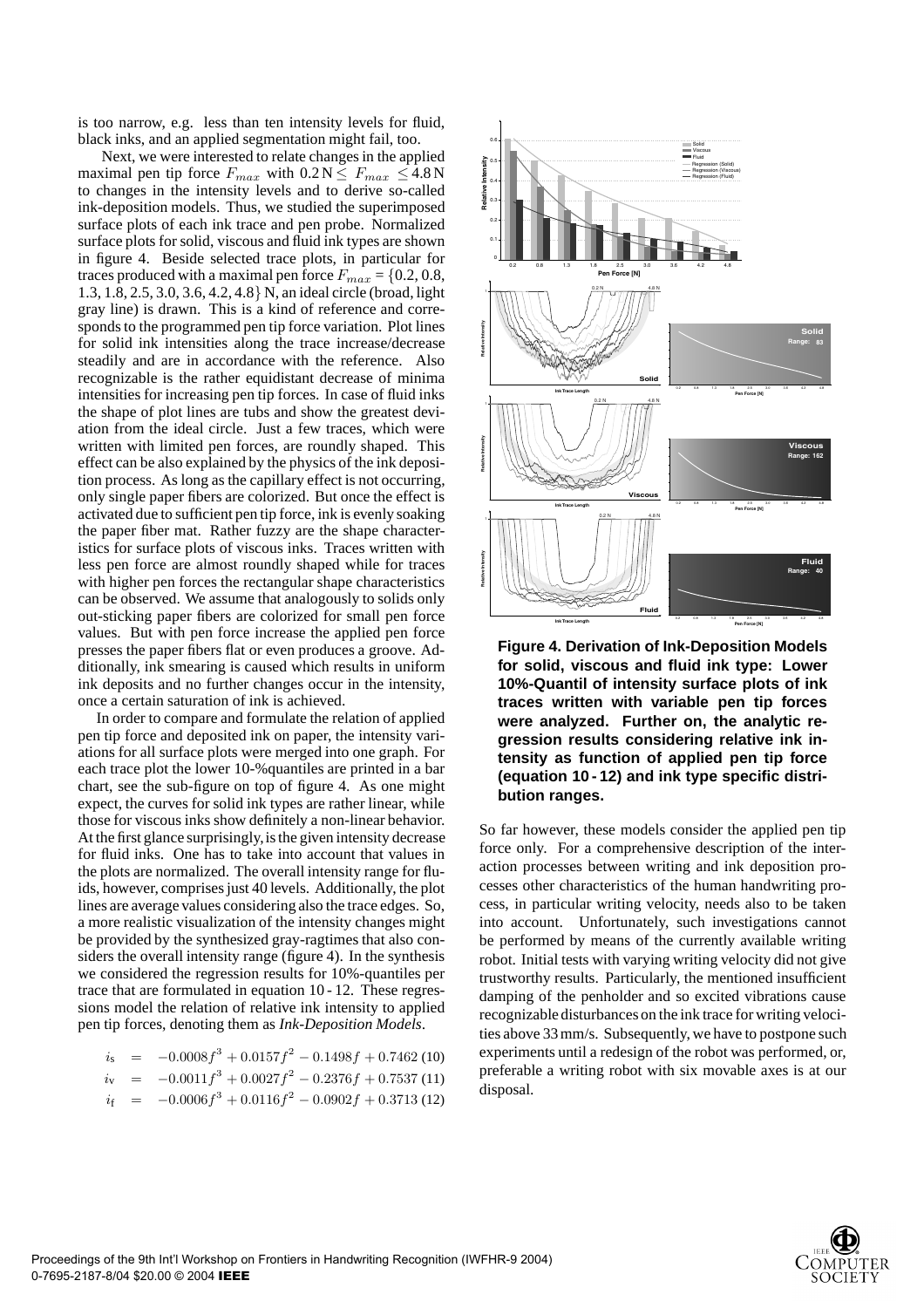is too narrow, e.g. less than ten intensity levels for fluid, black inks, and an applied segmentation might fail, too.

Next, we were interested to relate changes in the applied maximal pen force $F_{max}$ with $0.2\,\text{N} \leq F_{max} \leq 4.8\,\text{N}$ to changes in the intensity levels and to derive so-called ink-deposition models. Thus, we studied the superimposed surface plots of each ink trace and pen probe. Normalized surface plots for solid, viscous and fluid ink types are shown in figure 4. Beside selected trace plots, in particular for traces produced with a maximal pen force $F_{max} = \{0.2, 0.8, 1.3, 1.8, 2.5, 3.0, 3.6, 4.2, 4.8\}$ N, an ideal circle (broad, light gray line) is drawn. This is a kind of reference and corresponds to the programmed pen tip force variation. Plot lines for solid ink intensities along the trace increase/decrease steadily and are in accordance with the reference. Also recognizable is the rather equidistant decrease of minima intensities for increasing pen tip forces. In case of fluid inks the shape of plot lines are tubs and show the greatest deviation from the ideal circle. Just a few traces, which were written with limited pen forces, are roundly shaped. This effect can be also explained by the physics of the ink deposition process. As long as the capillary effect is not occurring, only single paper fibers are colorized. But once the effect is activated due to sufficient pen tip force, ink is evenly soaking the paper fiber mat. Rather fuzzy are the shape characteristics for surface plots of viscous inks. Traces written with less pen force are almost roundly shaped while for traces with higher pen forces the rectangular shape characteristics can be observed. We assume that analogously to solids only out-sticking paper fibers are colorized for small pen force values. But with pen force increase the applied pen force presses the paper fibers flat or even produces a groove. Additionally, ink smearing is caused which results in uniform ink deposits and no further changes occur in the intensity, once a certain saturation of ink is achieved.

In order to compare and formulate the relation of applied pen tip force and deposited ink on paper, the intensity variations for all surface plots were merged into one graph. For each trace plot the lower 10-%quantiles are printed in a bar chart, see the sub-figure on top of figure 4. As one might expect, the curves for solid ink types are rather linear, while those for viscous inks show definitely a non-linear behavior. At the first glance surprisingly, is the given intensity decrease for fluid inks. One has to take into account that values in the plots are normalized. The overall intensity range for fluids, however, comprises just 40 levels. Additionally, the plot lines are average values considering also the trace edges. So, a more realistic visualization of the intensity changes might be provided by the synthesized gray-ragtimes that also considers the overall intensity range (figure 4). In the synthesis we considered the regression results for 10%-quantiles per trace that are formulated in equation 10 - 12. These regressions model the relation of relative ink intensity to applied pen tip forces, denoting them as *Ink-Deposition Models*.

$$i_s = -0.0008f^3 + 0.0157f^2 - 0.1498f + 0.7462 \quad (10)$$

$$i_v = -0.0011f^3 + 0.0027f^2 - 0.2376f + 0.7537 \quad (11)$$

$$i_f = -0.0006f^3 + 0.0116f^2 - 0.0902f + 0.3713 \quad (12)$$

**Figure 4. Derivation of Ink-Deposition Models for solid, viscous and fluid ink type: Lower 10%-Quantil of intensity surface plots of ink traces written with variable pen tip forces were analyzed. Further on, the analytic regression results considering relative ink intensity as function of applied pen tip force (equation 10 - 12) and ink type specific distribution ranges.**

So far however, these models consider the applied pen tip force only. For a comprehensive description of the interaction processes between writing and ink deposition processes other characteristics of the human handwriting process, in particular writing velocity, needs also to be taken into account. Unfortunately, such investigations cannot be performed by means of the currently available writing robot. Initial tests with varying writing velocity did not give trustworthy results. Particularly, the mentioned insufficient damping of the penholder and so excited vibrations cause recognizable disturbances on the ink trace for writing velocities above 33 mm/s. Subsequently, we have to postpone such experiments until a redesign of the robot was performed, or, preferable a writing robot with six movable axes is at our disposal.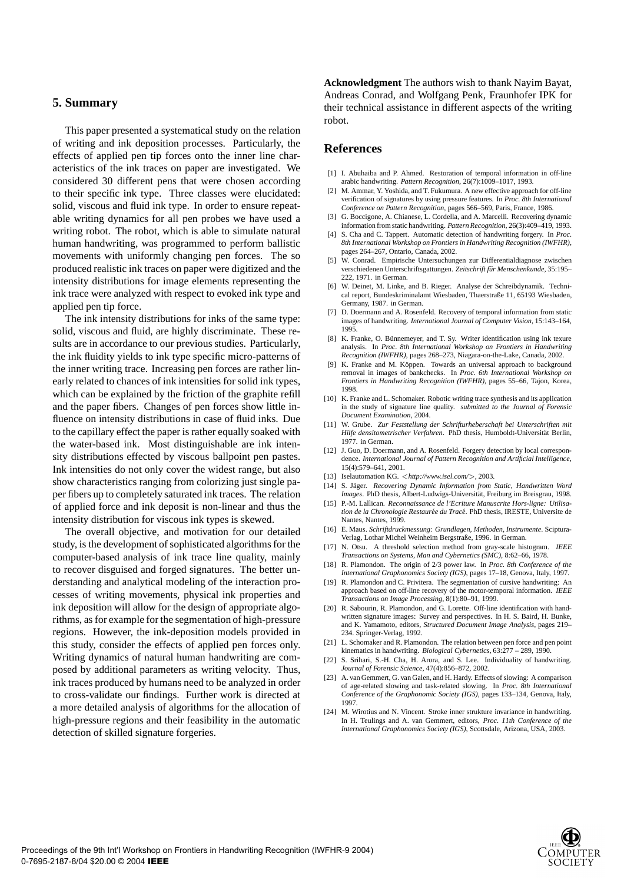## 5. Summary

This paper presented a systematical study on the relation of writing and ink deposition processes. Particularly, the effects of applied pen tip forces onto the inner line characteristics of the ink traces on paper are investigated. We considered 30 different pens that were chosen according to their specific ink type. Three classes were elucidated: solid, viscous and fluid ink type. In order to ensure repeatable writing dynamics for all pen probes we have used a writing robot. The robot, which is able to simulate natural human handwriting, was programmed to perform ballistic movements with uniformly changing pen forces. The so produced realistic ink traces on paper were digitized and the intensity distributions for image elements representing the ink trace were analyzed with respect to evoked ink type and applied pen tip force.

The ink intensity distributions for inks of the same type: solid, viscous and fluid, are highly discriminate. These results are in accordance to our previous studies. Particularly, the ink fluidity yields to ink type specific micro-patterns of the inner writing trace. Increasing pen forces are rather linearly related to chances of ink intensities for solid ink types, which can be explained by the friction of the graphite refill and the paper fibers. Changes of pen forces show little influence on intensity distributions in case of fluid inks. Due to the capillary effect the paper is rather equally soaked with the water-based ink. Most distinguishable are ink intensity distributions effected by viscous ballpoint pen pastes. Ink intensities do not only cover the widest range, but also show characteristics ranging from colorizing just single paper fibers up to completely saturated ink traces. The relation of applied force and ink deposit is non-linear and thus the intensity distribution for viscous ink types is skewed.

The overall objective, and motivation for our detailed study, is the development of sophisticated algorithms for the computer-based analysis of ink trace line quality, mainly to recover disguised and forged signatures. The better understanding and analytical modeling of the interaction processes of writing movements, physical ink properties and ink deposition will allow for the design of appropriate algorithms, as for example for the segmentation of high-pressure regions. However, the ink-deposition models provided in this study, consider the effects of applied pen forces only. Writing dynamics of natural human handwriting are composed by additional parameters as writing velocity. Thus, ink traces produced by humans need to be analyzed in order to cross-validate our findings. Further work is directed at a more detailed analysis of algorithms for the allocation of high-pressure regions and their feasibility in the automatic detection of skilled signature forgeries.

**Acknowledgment** The authors wish to thank Nayim Bayat, Andreas Conrad, and Wolfgang Penk, Fraunhofer IPK for their technical assistance in different aspects of the writing robot.

## References

[1] I. Abuhaiba and P. Ahmed. Restoration of temporal information in off-line arabic handwriting. *Pattern Recognition*, 26(7):1009–1017, 1993.

[2] M. Ammar, Y. Yoshida, and T. Fukumura. A new effective approach for off-line verification of signatures by using pressure features. In *Proc. 8th International Conference on Pattern Recognition*, pages 566–569, Paris, France, 1986.

[3] G. Boccignone, A. Chianese, L. Cordella, and A. Marcelli. Recovering dynamic information from static handwriting. *Pattern Recognition*, 26(3):409–419, 1993.

[4] S. Cha and C. Tappert. Automatic detection of handwriting forgery. In *Proc. 8th International Workshop on Frontiers in Handwriting Recognition (IWFHR)*, pages 264–267, Ontario, Canada, 2002.

[5] W. Conrad. Empirische Untersuchungen zur Differentialdiagnose zwischen verschiedenen Unterschriftsgattungen. *Zeitschrift für Menschenkunde*, 35:195–222, 1971. in German.

[6] W. Deinet, M. Linke, and B. Rieger. Analyse der Schreibdynamik. Technical report, Bundeskriminalamt Wiesbaden, Thaerstraße 11, 65193 Wiesbaden, Germany, 1987. in German.

[7] D. Doermann and A. Rosenfeld. Recovery of temporal information from static images of handwriting. *International Journal of Computer Vision*, 15:143–164, 1995.

[8] K. Franke, O. Bünnemeyer, and T. Sy. Writer identification using ink texure analysis. In *Proc. 8th International Workshop on Frontiers in Handwriting Recognition (IWFHR)*, pages 268–273, Niagara-on-the-Lake, Canada, 2002.

[9] K. Franke and M. Köppen. Towards an universal approach to background removal in images of bankchecks. In *Proc. 6th International Workshop on Frontiers in Handwriting Recognition (IWFHR)*, pages 55–66, Tajon, Korea, 1998.

[10] K. Franke and L. Schomaker. Robotic writing trace synthesis and its application in the study of signature line quality. *submitted to the Journal of Forensic Document Examination*, 2004.

[11] W. Grube. *Zur Feststellung der Schrifturheberschaft bei Unterschriften mit Hilfe densitometrischer Verfahren*. PhD thesis, Humboldt-Universität Berlin, 1977. in German.

[12] J. Guo, D. Doermann, and A. Rosenfeld. Forgery detection by local correspondence. *International Journal of Pattern Recognition and Artificial Intelligence*, 15(4):579–641, 2001.

[13] Iselautomation KG. <*http://www.isel.com/*>, 2003.

[14] S. Jäger. *Recovering Dynamic Information from Static, Handwritten Word Images*. PhD thesis, Albert-Ludwigs-Universität, Freiburg im Breisgrau, 1998.

[15] P.-M. Lallican. *Reconnaissance de l'Ecriture Manuscrite Hors-ligne: Utilisation de la Chronologie Restaurée du Tracé*. PhD thesis, IRESTE, Universite de Nantes, Nantes, 1999.

[16] E. Maus. *Schriftdruckmessung: Grundlagen, Methoden, Instrumente*. Sciptura-Verlag, Lothar Michel Weinheim Bergstraße, 1996. in German.

[17] N. Otsu. A threshold selection method from gray-scale histogram. *IEEE Transactions on Systems, Man and Cybernetics (SMC)*, 8:62–66, 1978.

[18] R. Plamondon. The origin of 2/3 power law. In *Proc. 8th Conference of the International Graphonomics Society (IGS)*, pages 17–18, Genova, Italy, 1997.

[19] R. Plamondon and C. Privitera. The segmentation of cursive handwriting: An approach based on off-line recovery of the motor-temporal information. *IEEE Transactions on Image Processing*, 8(1):80–91, 1999.

[20] R. Sabourin, R. Plamondon, and G. Lorette. Off-line identification with handwritten signature images: Survey and perspectives. In H. S. Baird, H. Bunke, and K. Yamamoto, editors, *Structured Document Image Analysis*, pages 219–234. Springer-Verlag, 1992.

[21] L. Schomaker and R. Plamondon. The relation between pen force and pen point kinematics in handwriting. *Biological Cybernetics*, 63:277 – 289, 1990.

[22] S. Srihari, S.-H. Cha, H. Arora, and S. Lee. Individuality of handwriting. *Journal of Forensic Science*, 47(4):856–872, 2002.

[23] A. van Gemmert, G. van Galen, and H. Hardy. Effects of slowing: A comparison of age-related slowing and task-related slowing. In *Proc. 8th International Conference of the Graphonomic Society (IGS)*, pages 133–134, Genova, Italy, 1997.

[24] M. Wirotius and N. Vincent. Stroke inner strukture invariance in handwriting. In H. Teulings and A. van Gemmert, editors, *Proc. 11th Conference of the International Graphonomics Society (IGS)*, Scottsdale, Arizona, USA, 2003.